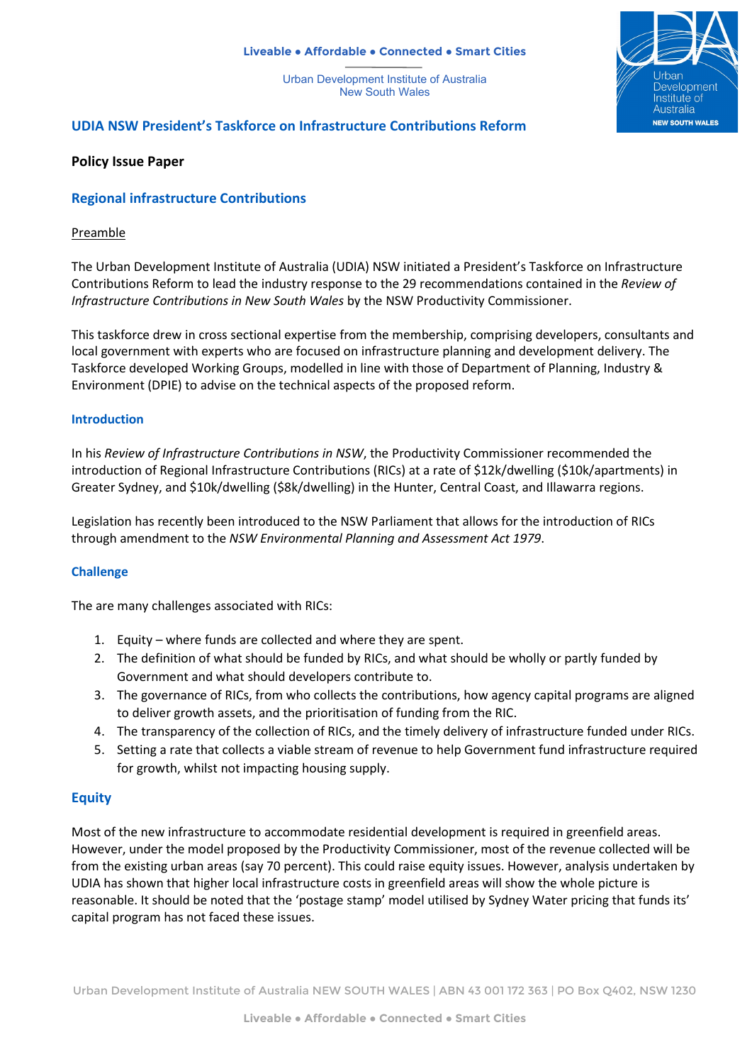Liveable • Affordable • Connected • Smart Cities

Urban Development Institute of Australia
New South Wales

## UDIA NSW President's Taskforce on Infrastructure Contributions Reform

**Policy Issue Paper**

# Regional infrastructure Contributions

Preamble

The Urban Development Institute of Australia (UDIA) NSW initiated a President's Taskforce on Infrastructure Contributions Reform to lead the industry response to the 29 recommendations contained in the *Review of Infrastructure Contributions in New South Wales* by the NSW Productivity Commissioner.

This taskforce drew in cross sectional expertise from the membership, comprising developers, consultants and local government with experts who are focused on infrastructure planning and development delivery. The Taskforce developed Working Groups, modelled in line with those of Department of Planning, Industry & Environment (DPIE) to advise on the technical aspects of the proposed reform.

### Introduction

In his *Review of Infrastructure Contributions in NSW*, the Productivity Commissioner recommended the introduction of Regional Infrastructure Contributions (RICs) at a rate of $12k/dwelling ($10k/apartments) in Greater Sydney, and $10k/dwelling ($8k/dwelling) in the Hunter, Central Coast, and Illawarra regions.

Legislation has recently been introduced to the NSW Parliament that allows for the introduction of RICs through amendment to the *NSW Environmental Planning and Assessment Act 1979*.

### Challenge

The are many challenges associated with RICs:

1. Equity – where funds are collected and where they are spent.
2. The definition of what should be funded by RICs, and what should be wholly or partly funded by Government and what should developers contribute to.
3. The governance of RICs, from who collects the contributions, how agency capital programs are aligned to deliver growth assets, and the prioritisation of funding from the RIC.
4. The transparency of the collection of RICs, and the timely delivery of infrastructure funded under RICs.
5. Setting a rate that collects a viable stream of revenue to help Government fund infrastructure required for growth, whilst not impacting housing supply.

## Equity

Most of the new infrastructure to accommodate residential development is required in greenfield areas. However, under the model proposed by the Productivity Commissioner, most of the revenue collected will be from the existing urban areas (say 70 percent). This could raise equity issues. However, analysis undertaken by UDIA has shown that higher local infrastructure costs in greenfield areas will show the whole picture is reasonable. It should be noted that the 'postage stamp' model utilised by Sydney Water pricing that funds its' capital program has not faced these issues.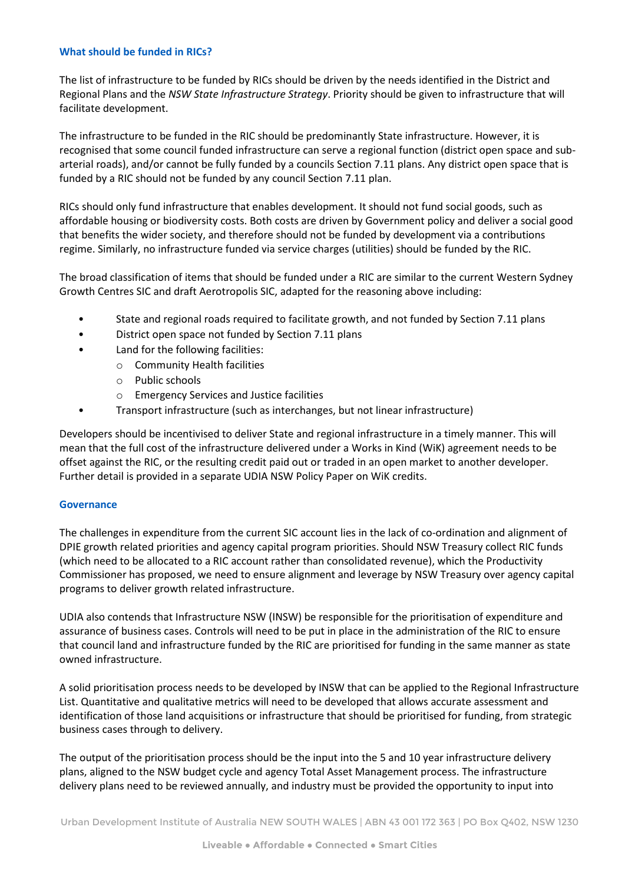### What should be funded in RICs?

The list of infrastructure to be funded by RICs should be driven by the needs identified in the District and Regional Plans and the *NSW State Infrastructure Strategy*. Priority should be given to infrastructure that will facilitate development.

The infrastructure to be funded in the RIC should be predominantly State infrastructure. However, it is recognised that some council funded infrastructure can serve a regional function (district open space and sub-arterial roads), and/or cannot be fully funded by a councils Section 7.11 plans. Any district open space that is funded by a RIC should not be funded by any council Section 7.11 plan.

RICs should only fund infrastructure that enables development. It should not fund social goods, such as affordable housing or biodiversity costs. Both costs are driven by Government policy and deliver a social good that benefits the wider society, and therefore should not be funded by development via a contributions regime. Similarly, no infrastructure funded via service charges (utilities) should be funded by the RIC.

The broad classification of items that should be funded under a RIC are similar to the current Western Sydney Growth Centres SIC and draft Aerotropolis SIC, adapted for the reasoning above including:

- State and regional roads required to facilitate growth, and not funded by Section 7.11 plans
- District open space not funded by Section 7.11 plans
- Land for the following facilities:
  - Community Health facilities
  - Public schools
  - Emergency Services and Justice facilities
- Transport infrastructure (such as interchanges, but not linear infrastructure)

Developers should be incentivised to deliver State and regional infrastructure in a timely manner. This will mean that the full cost of the infrastructure delivered under a Works in Kind (WiK) agreement needs to be offset against the RIC, or the resulting credit paid out or traded in an open market to another developer. Further detail is provided in a separate UDIA NSW Policy Paper on WiK credits.

### Governance

The challenges in expenditure from the current SIC account lies in the lack of co-ordination and alignment of DPIE growth related priorities and agency capital program priorities. Should NSW Treasury collect RIC funds (which need to be allocated to a RIC account rather than consolidated revenue), which the Productivity Commissioner has proposed, we need to ensure alignment and leverage by NSW Treasury over agency capital programs to deliver growth related infrastructure.

UDIA also contends that Infrastructure NSW (INSW) be responsible for the prioritisation of expenditure and assurance of business cases. Controls will need to be put in place in the administration of the RIC to ensure that council land and infrastructure funded by the RIC are prioritised for funding in the same manner as state owned infrastructure.

A solid prioritisation process needs to be developed by INSW that can be applied to the Regional Infrastructure List. Quantitative and qualitative metrics will need to be developed that allows accurate assessment and identification of those land acquisitions or infrastructure that should be prioritised for funding, from strategic business cases through to delivery.

The output of the prioritisation process should be the input into the 5 and 10 year infrastructure delivery plans, aligned to the NSW budget cycle and agency Total Asset Management process. The infrastructure delivery plans need to be reviewed annually, and industry must be provided the opportunity to input into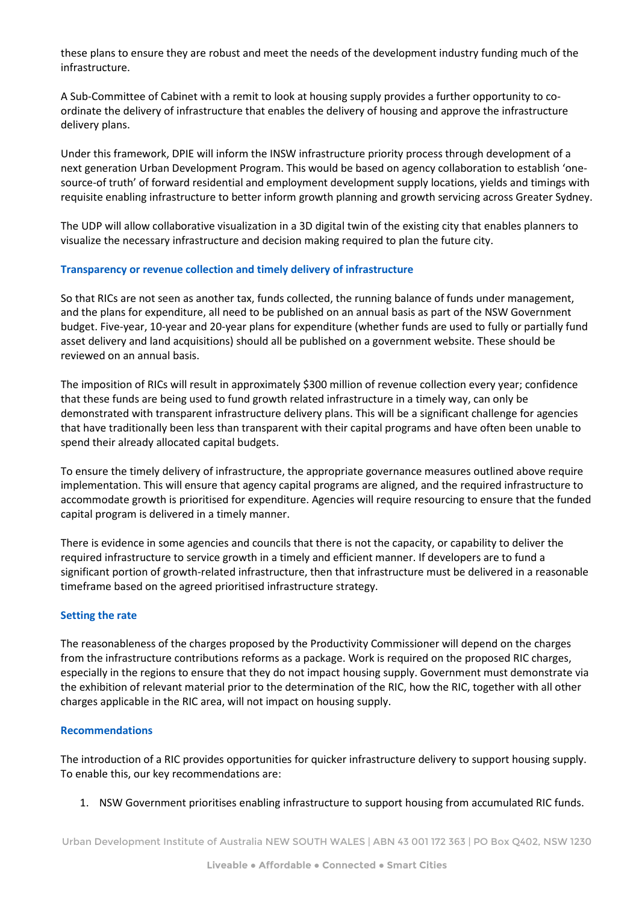these plans to ensure they are robust and meet the needs of the development industry funding much of the infrastructure.

A Sub-Committee of Cabinet with a remit to look at housing supply provides a further opportunity to co-ordinate the delivery of infrastructure that enables the delivery of housing and approve the infrastructure delivery plans.

Under this framework, DPIE will inform the INSW infrastructure priority process through development of a next generation Urban Development Program. This would be based on agency collaboration to establish 'one-source-of truth' of forward residential and employment development supply locations, yields and timings with requisite enabling infrastructure to better inform growth planning and growth servicing across Greater Sydney.

The UDP will allow collaborative visualization in a 3D digital twin of the existing city that enables planners to visualize the necessary infrastructure and decision making required to plan the future city.

### Transparency or revenue collection and timely delivery of infrastructure

So that RICs are not seen as another tax, funds collected, the running balance of funds under management, and the plans for expenditure, all need to be published on an annual basis as part of the NSW Government budget. Five-year, 10-year and 20-year plans for expenditure (whether funds are used to fully or partially fund asset delivery and land acquisitions) should all be published on a government website. These should be reviewed on an annual basis.

The imposition of RICs will result in approximately $300 million of revenue collection every year; confidence that these funds are being used to fund growth related infrastructure in a timely way, can only be demonstrated with transparent infrastructure delivery plans. This will be a significant challenge for agencies that have traditionally been less than transparent with their capital programs and have often been unable to spend their already allocated capital budgets.

To ensure the timely delivery of infrastructure, the appropriate governance measures outlined above require implementation. This will ensure that agency capital programs are aligned, and the required infrastructure to accommodate growth is prioritised for expenditure. Agencies will require resourcing to ensure that the funded capital program is delivered in a timely manner.

There is evidence in some agencies and councils that there is not the capacity, or capability to deliver the required infrastructure to service growth in a timely and efficient manner. If developers are to fund a significant portion of growth-related infrastructure, then that infrastructure must be delivered in a reasonable timeframe based on the agreed prioritised infrastructure strategy.

### Setting the rate

The reasonableness of the charges proposed by the Productivity Commissioner will depend on the charges from the infrastructure contributions reforms as a package. Work is required on the proposed RIC charges, especially in the regions to ensure that they do not impact housing supply. Government must demonstrate via the exhibition of relevant material prior to the determination of the RIC, how the RIC, together with all other charges applicable in the RIC area, will not impact on housing supply.

### Recommendations

The introduction of a RIC provides opportunities for quicker infrastructure delivery to support housing supply. To enable this, our key recommendations are:

1. NSW Government prioritises enabling infrastructure to support housing from accumulated RIC funds.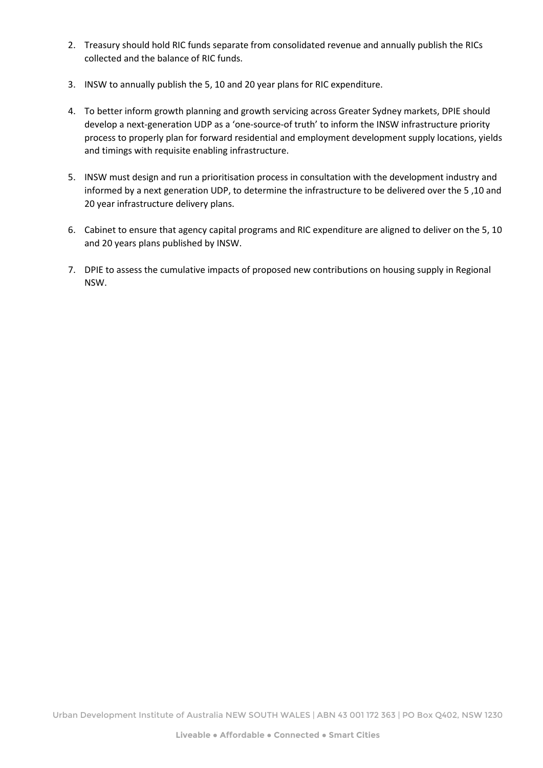2. Treasury should hold RIC funds separate from consolidated revenue and annually publish the RICs collected and the balance of RIC funds.

3. INSW to annually publish the 5, 10 and 20 year plans for RIC expenditure.

4. To better inform growth planning and growth servicing across Greater Sydney markets, DPIE should develop a next-generation UDP as a 'one-source-of truth' to inform the INSW infrastructure priority process to properly plan for forward residential and employment development supply locations, yields and timings with requisite enabling infrastructure.

5. INSW must design and run a prioritisation process in consultation with the development industry and informed by a next generation UDP, to determine the infrastructure to be delivered over the 5 ,10 and 20 year infrastructure delivery plans.

6. Cabinet to ensure that agency capital programs and RIC expenditure are aligned to deliver on the 5, 10 and 20 years plans published by INSW.

7. DPIE to assess the cumulative impacts of proposed new contributions on housing supply in Regional NSW.